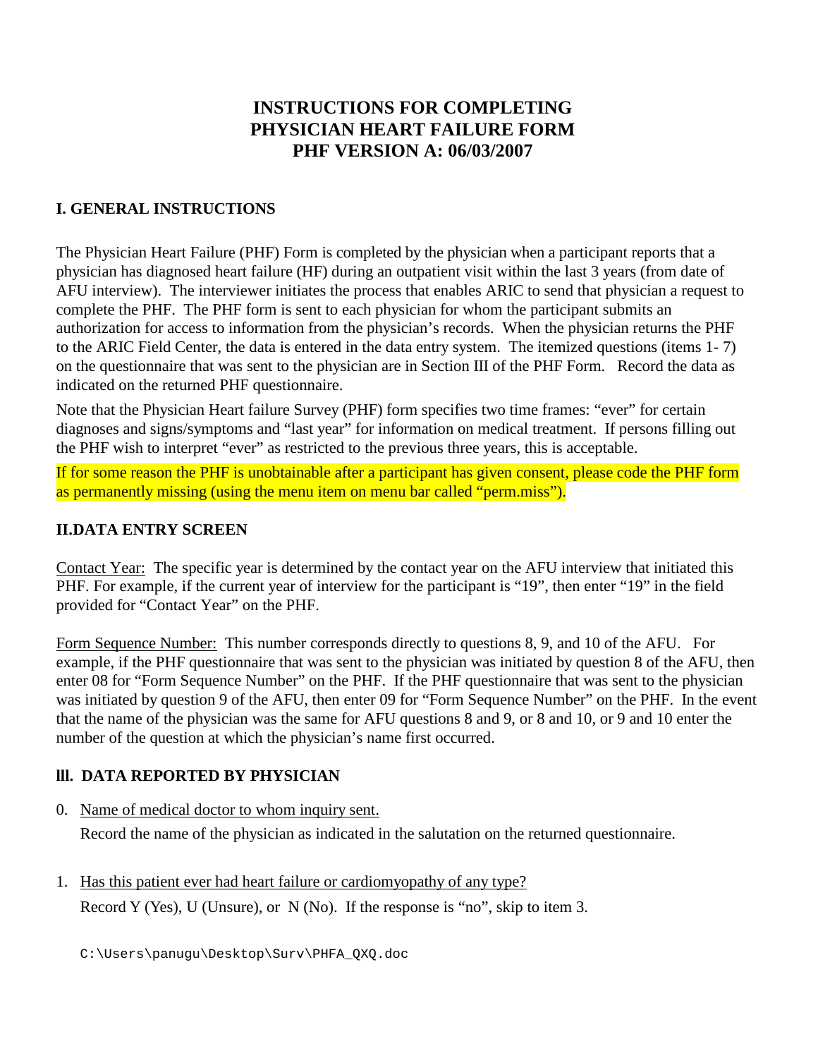# INSTRUCTIONS FOR COMPLETING PHYSICIAN HEART FAILURE FORM PHF VERSION A: 06/03/2007

## I. GENERAL INSTRUCTIONS

The Physician Heart Failure (PHF) Form is completed by the physician when a participant reports that a physician has diagnosed heart failure (HF) during an outpatient visit within the last 3 years (from date of AFU interview). The interviewer initiates the process that enables ARIC to send that physician a request to complete the PHF. The PHF form is sent to each physician for whom the participant submits an authorization for access to information from the physician's records. When the physician returns the PHF to the ARIC Field Center, the data is entered in the data entry system. The itemized questions (items 1- 7) on the questionnaire that was sent to the physician are in Section III of the PHF Form. Record the data as indicated on the returned PHF questionnaire.

Note that the Physician Heart failure Survey (PHF) form specifies two time frames: "ever" for certain diagnoses and signs/symptoms and "last year" for information on medical treatment. If persons filling out the PHF wish to interpret "ever" as restricted to the previous three years, this is acceptable.

If for some reason the PHF is unobtainable after a participant has given consent, please code the PHF form as permanently missing (using the menu item on menu bar called "perm.miss").

## II.DATA ENTRY SCREEN

Contact Year: The specific year is determined by the contact year on the AFU interview that initiated this PHF. For example, if the current year of interview for the participant is "19", then enter "19" in the field provided for "Contact Year" on the PHF.

Form Sequence Number: This number corresponds directly to questions 8, 9, and 10 of the AFU. For example, if the PHF questionnaire that was sent to the physician was initiated by question 8 of the AFU, then enter 08 for "Form Sequence Number" on the PHF. If the PHF questionnaire that was sent to the physician was initiated by question 9 of the AFU, then enter 09 for "Form Sequence Number" on the PHF. In the event that the name of the physician was the same for AFU questions 8 and 9, or 8 and 10, or 9 and 10 enter the number of the question at which the physician's name first occurred.

## III. DATA REPORTED BY PHYSICIAN

0. Name of medical doctor to whom inquiry sent.

   Record the name of the physician as indicated in the salutation on the returned questionnaire.

1. Has this patient ever had heart failure or cardiomyopathy of any type?

   Record Y (Yes), U (Unsure), or N (No). If the response is "no", skip to item 3.

C:\Users\panugu\Desktop\Surv\PHFA_QXQ.doc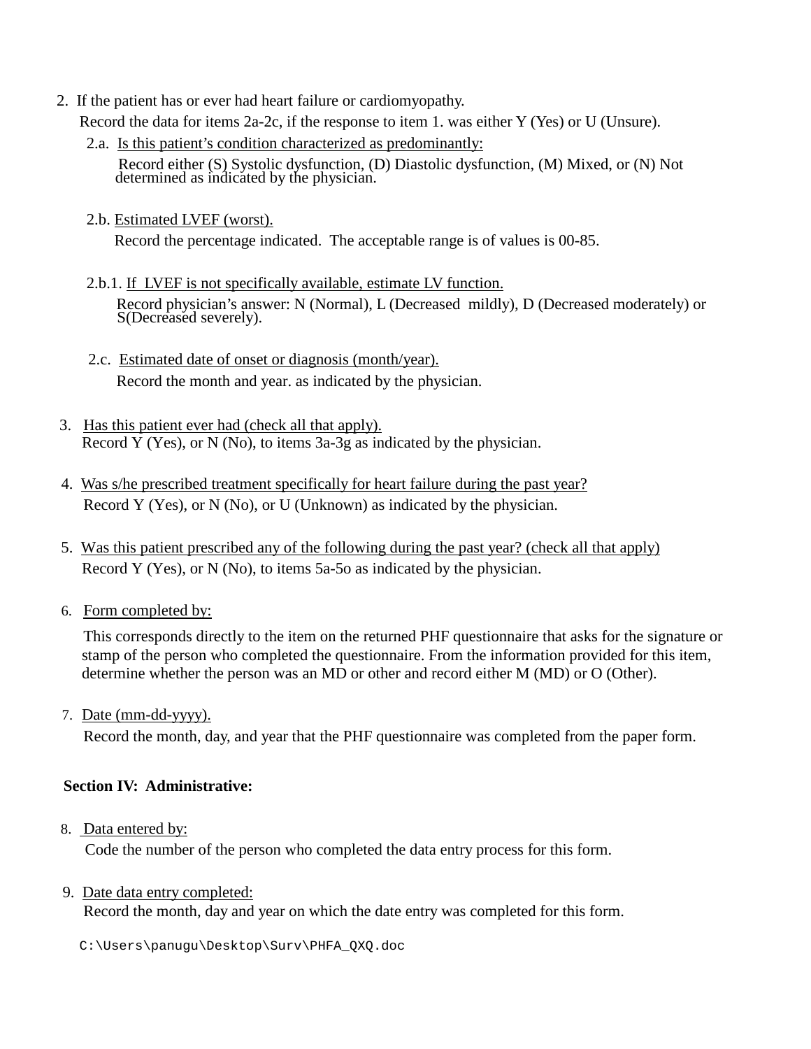2. If the patient has or ever had heart failure or cardiomyopathy.

   Record the data for items 2a-2c, if the response to item 1. was either Y (Yes) or U (Unsure).

   2.a. <u>Is this patient's condition characterized as predominantly:</u>

   Record either (S) Systolic dysfunction, (D) Diastolic dysfunction, (M) Mixed, or (N) Not determined as indicated by the physician.

   2.b. <u>Estimated LVEF (worst).</u>

   Record the percentage indicated. The acceptable range is of values is 00-85.

   2.b.1. <u>If LVEF is not specifically available, estimate LV function.</u>

   Record physician's answer: N (Normal), L (Decreased mildly), D (Decreased moderately) or S(Decreased severely).

   2.c. <u>Estimated date of onset or diagnosis (month/year).</u>

   Record the month and year. as indicated by the physician.

3. <u>Has this patient ever had (check all that apply).</u>

   Record Y (Yes), or N (No), to items 3a-3g as indicated by the physician.

4. <u>Was s/he prescribed treatment specifically for heart failure during the past year?</u>

   Record Y (Yes), or N (No), or U (Unknown) as indicated by the physician.

5. <u>Was this patient prescribed any of the following during the past year? (check all that apply)</u>

   Record Y (Yes), or N (No), to items 5a-5o as indicated by the physician.

6. <u>Form completed by:</u>

   This corresponds directly to the item on the returned PHF questionnaire that asks for the signature or stamp of the person who completed the questionnaire. From the information provided for this item, determine whether the person was an MD or other and record either M (MD) or O (Other).

7. <u>Date (mm-dd-yyyy).</u>

   Record the month, day, and year that the PHF questionnaire was completed from the paper form.

**Section IV: Administrative:**

8. <u>Data entered by:</u>

   Code the number of the person who completed the data entry process for this form.

9. <u>Date data entry completed:</u>

   Record the month, day and year on which the date entry was completed for this form.

C:\Users\panugu\Desktop\Surv\PHFA_QXQ.doc